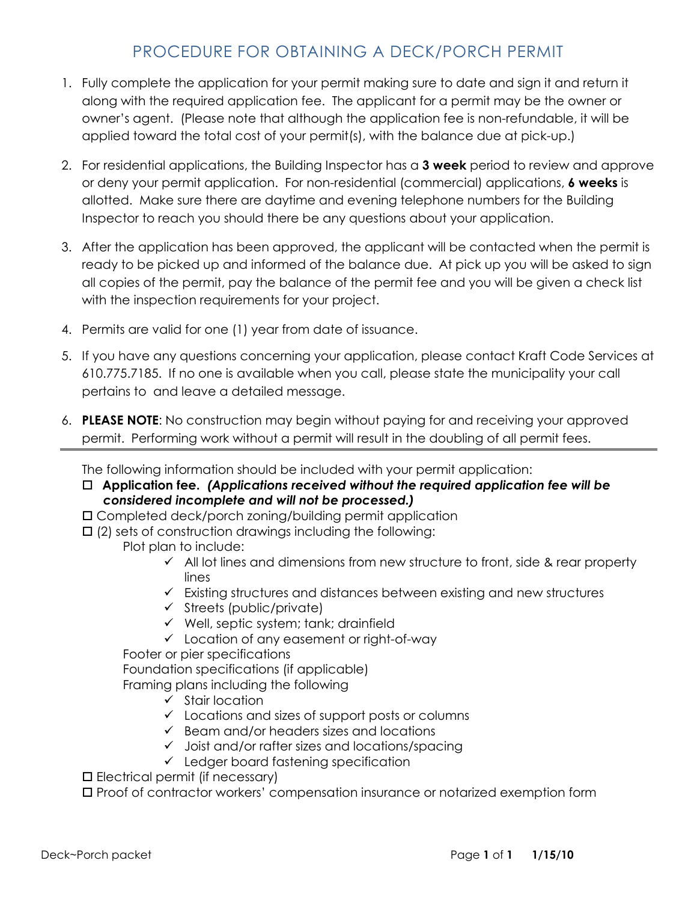# PROCEDURE FOR OBTAINING A DECK/PORCH PERMIT

1. Fully complete the application for your permit making sure to date and sign it and return it along with the required application fee. The applicant for a permit may be the owner or owner's agent. (Please note that although the application fee is non-refundable, it will be applied toward the total cost of your permit(s), with the balance due at pick-up.)

2. For residential applications, the Building Inspector has a **3 week** period to review and approve or deny your permit application. For non-residential (commercial) applications, **6 weeks** is allotted. Make sure there are daytime and evening telephone numbers for the Building Inspector to reach you should there be any questions about your application.

3. After the application has been approved, the applicant will be contacted when the permit is ready to be picked up and informed of the balance due. At pick up you will be asked to sign all copies of the permit, pay the balance of the permit fee and you will be given a check list with the inspection requirements for your project.

4. Permits are valid for one (1) year from date of issuance.

5. If you have any questions concerning your application, please contact Kraft Code Services at 610.775.7185. If no one is available when you call, please state the municipality your call pertains to and leave a detailed message.

6. **PLEASE NOTE**: No construction may begin without paying for and receiving your approved permit. Performing work without a permit will result in the doubling of all permit fees.

---

The following information should be included with your permit application:

- ☐ **Application fee.** ***(Applications received without the required application fee will be considered incomplete and will not be processed.)***
- ☐ Completed deck/porch zoning/building permit application
- ☐ (2) sets of construction drawings including the following:
  - Plot plan to include:
    - ✓ All lot lines and dimensions from new structure to front, side & rear property lines
    - ✓ Existing structures and distances between existing and new structures
    - ✓ Streets (public/private)
    - ✓ Well, septic system; tank; drainfield
    - ✓ Location of any easement or right-of-way
  - Footer or pier specifications
  - Foundation specifications (if applicable)
  - Framing plans including the following
    - ✓ Stair location
    - ✓ Locations and sizes of support posts or columns
    - ✓ Beam and/or headers sizes and locations
    - ✓ Joist and/or rafter sizes and locations/spacing
    - ✓ Ledger board fastening specification
- ☐ Electrical permit (if necessary)
- ☐ Proof of contractor workers' compensation insurance or notarized exemption form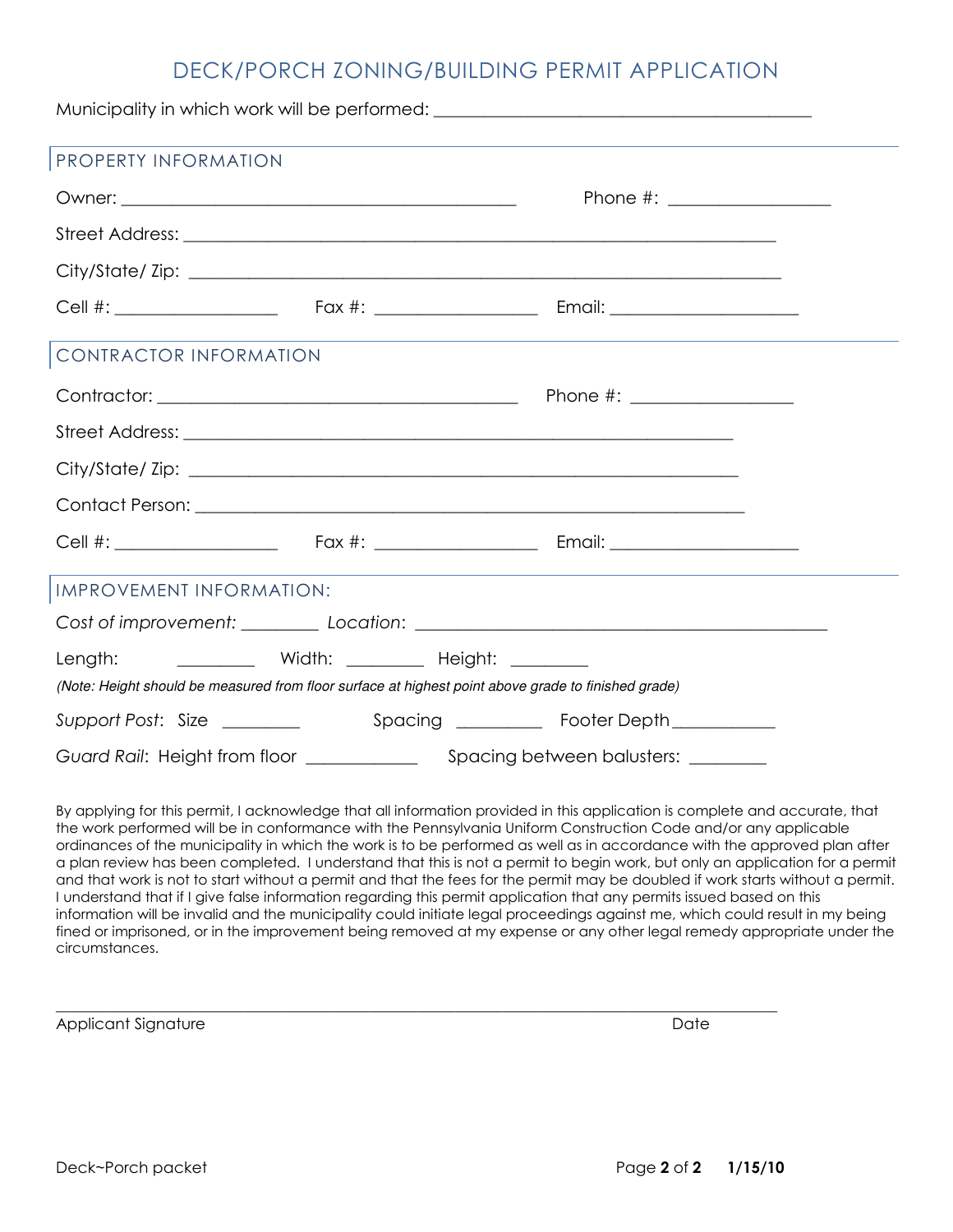# DECK/PORCH ZONING/BUILDING PERMIT APPLICATION

Municipality in which work will be performed: ___________________________________________

## PROPERTY INFORMATION

Owner: _____________________________________________ Phone #: __________________

Street Address: ___________________________________________________________________

City/State/ Zip: ___________________________________________________________________

Cell #: __________________ Fax #: __________________ Email: _____________________

## CONTRACTOR INFORMATION

Contractor: _________________________________________ Phone #: __________________

Street Address: ______________________________________________________________

City/State/ Zip: ______________________________________________________________

Contact Person: ______________________________________________________________

Cell #: __________________ Fax #: __________________ Email: _____________________

## IMPROVEMENT INFORMATION:

*Cost of improvement:* _________ *Location*: ____________________________________________

Length: _________ Width: _________ Height: _________

*(Note: Height should be measured from floor surface at highest point above grade to finished grade)*

*Support Post*: Size _________ Spacing __________ Footer Depth____________

*Guard Rail*: Height from floor _____________ Spacing between balusters: _________

By applying for this permit, I acknowledge that all information provided in this application is complete and accurate, that the work performed will be in conformance with the Pennsylvania Uniform Construction Code and/or any applicable ordinances of the municipality in which the work is to be performed as well as in accordance with the approved plan after a plan review has been completed. I understand that this is not a permit to begin work, but only an application for a permit and that work is not to start without a permit and that the fees for the permit may be doubled if work starts without a permit. I understand that if I give false information regarding this permit application that any permits issued based on this information will be invalid and the municipality could initiate legal proceedings against me, which could result in my being fined or imprisoned, or in the improvement being removed at my expense or any other legal remedy appropriate under the circumstances.

_____________________________________________________________________________________

Applicant Signature Date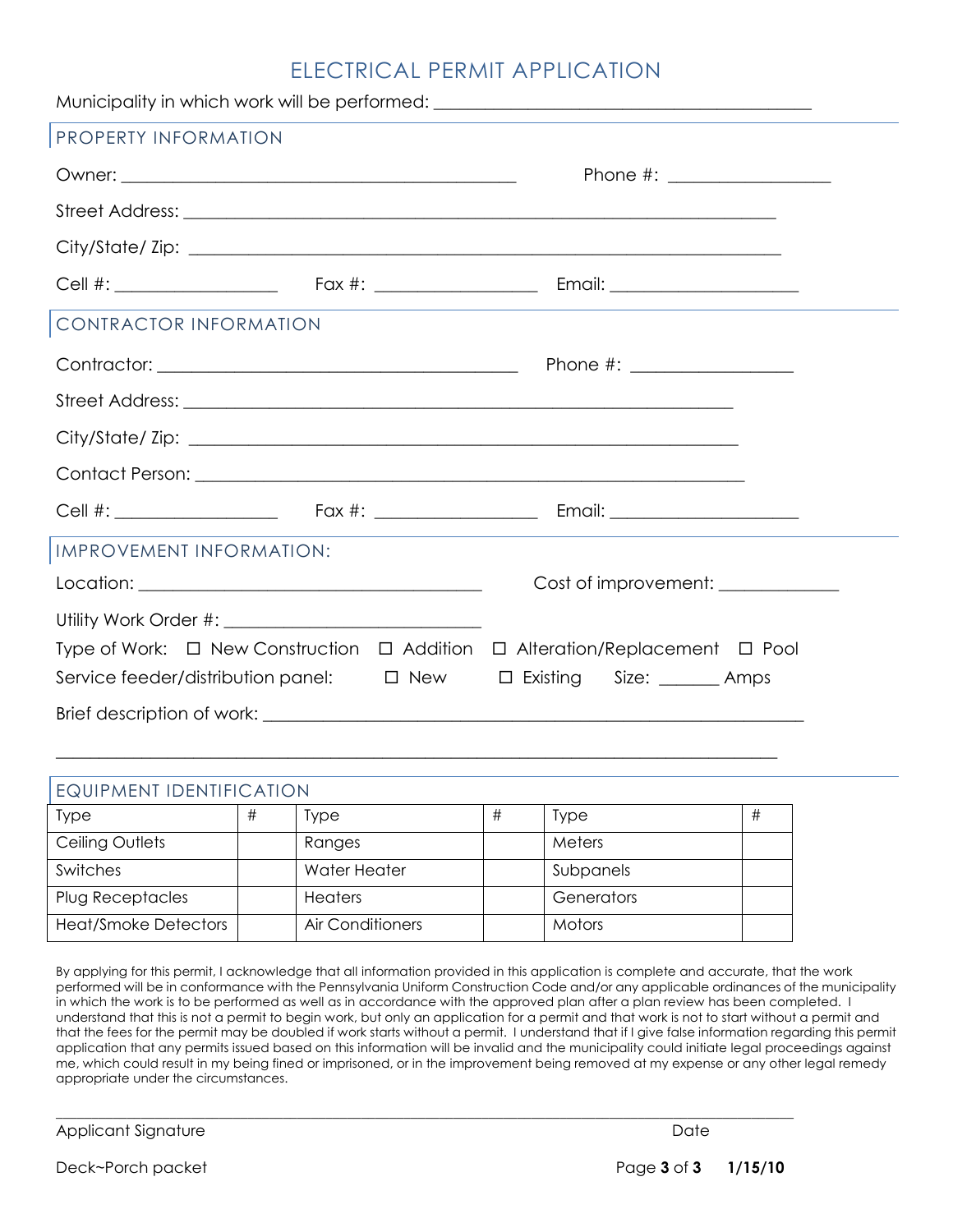# ELECTRICAL PERMIT APPLICATION

Municipality in which work will be performed: ___________________________________________

## PROPERTY INFORMATION

Owner: _____________________________________________ Phone #: __________________

Street Address: ___________________________________________________________________

City/State/ Zip: ___________________________________________________________________

Cell #: __________________ Fax #: __________________ Email: _____________________

## CONTRACTOR INFORMATION

Contractor: _________________________________________ Phone #: __________________

Street Address: ______________________________________________________________

City/State/ Zip: ______________________________________________________________

Contact Person: ______________________________________________________________

Cell #: __________________ Fax #: __________________ Email: _____________________

## IMPROVEMENT INFORMATION:

Location: _______________________________________ Cost of improvement: _____________

Utility Work Order #: ____________________________

Type of Work: ☐ New Construction ☐ Addition ☐ Alteration/Replacement ☐ Pool

Service feeder/distribution panel: ☐ New ☐ Existing Size: _______ Amps

Brief description of work: ____________________________________________________________

__________________________________________________________________________________

## EQUIPMENT IDENTIFICATION

| Type | # | Type | # | Type | # |
|---|---|---|---|---|---|
| Ceiling Outlets | | Ranges | | Meters | |
| Switches | | Water Heater | | Subpanels | |
| Plug Receptacles | | Heaters | | Generators | |
| Heat/Smoke Detectors | | Air Conditioners | | Motors | |

By applying for this permit, I acknowledge that all information provided in this application is complete and accurate, that the work performed will be in conformance with the Pennsylvania Uniform Construction Code and/or any applicable ordinances of the municipality in which the work is to be performed as well as in accordance with the approved plan after a plan review has been completed. I understand that this is not a permit to begin work, but only an application for a permit and that work is not to start without a permit and that the fees for the permit may be doubled if work starts without a permit. I understand that if I give false information regarding this permit application that any permits issued based on this information will be invalid and the municipality could initiate legal proceedings against me, which could result in my being fined or imprisoned, or in the improvement being removed at my expense or any other legal remedy appropriate under the circumstances.

__________________________________________________________________________________

Applicant Signature Date

Deck~Porch packet 1/15/10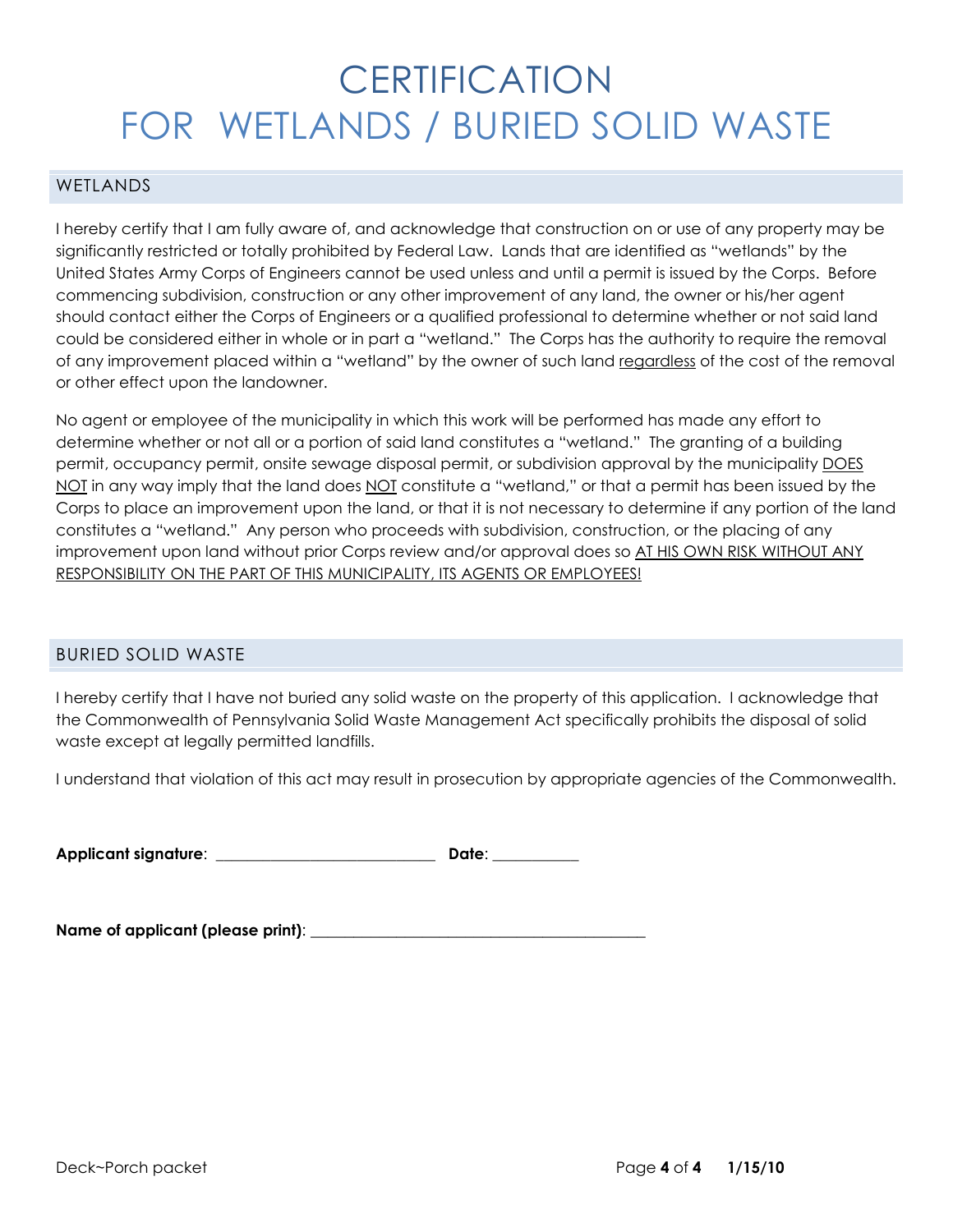# CERTIFICATION
# FOR WETLANDS / BURIED SOLID WASTE

## WETLANDS

I hereby certify that I am fully aware of, and acknowledge that construction on or use of any property may be significantly restricted or totally prohibited by Federal Law. Lands that are identified as "wetlands" by the United States Army Corps of Engineers cannot be used unless and until a permit is issued by the Corps. Before commencing subdivision, construction or any other improvement of any land, the owner or his/her agent should contact either the Corps of Engineers or a qualified professional to determine whether or not said land could be considered either in whole or in part a "wetland." The Corps has the authority to require the removal of any improvement placed within a "wetland" by the owner of such land <u>regardless</u> of the cost of the removal or other effect upon the landowner.

No agent or employee of the municipality in which this work will be performed has made any effort to determine whether or not all or a portion of said land constitutes a "wetland." The granting of a building permit, occupancy permit, onsite sewage disposal permit, or subdivision approval by the municipality <u>DOES NOT</u> in any way imply that the land does <u>NOT</u> constitute a "wetland," or that a permit has been issued by the Corps to place an improvement upon the land, or that it is not necessary to determine if any portion of the land constitutes a "wetland." Any person who proceeds with subdivision, construction, or the placing of any improvement upon land without prior Corps review and/or approval does so <u>AT HIS OWN RISK WITHOUT ANY RESPONSIBILITY ON THE PART OF THIS MUNICIPALITY, ITS AGENTS OR EMPLOYEES!</u>

## BURIED SOLID WASTE

I hereby certify that I have not buried any solid waste on the property of this application. I acknowledge that the Commonwealth of Pennsylvania Solid Waste Management Act specifically prohibits the disposal of solid waste except at legally permitted landfills.

I understand that violation of this act may result in prosecution by appropriate agencies of the Commonwealth.

**Applicant signature**: ____________________________ **Date**: ___________

**Name of applicant (please print)**: ___________________________________________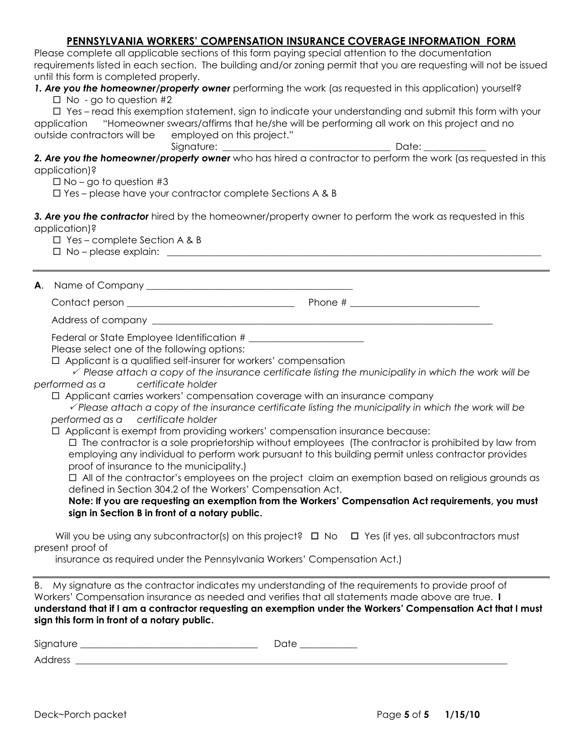## PENNSYLVANIA WORKERS' COMPENSATION INSURANCE COVERAGE INFORMATION FORM

Please complete all applicable sections of this form paying special attention to the documentation requirements listed in each section. The building and/or zoning permit that you are requesting will not be issued until this form is completed properly.

***1. Are you the homeowner/property owner*** performing the work (as requested in this application) yourself?

☐ No - go to question #2

☐ Yes – read this exemption statement, sign to indicate your understanding and submit this form with your application "Homeowner swears/affirms that he/she will be performing all work on this project and no outside contractors will be employed on this project."

Signature: ___________________________________ Date: _____________

***2. Are you the homeowner/property owner*** who has hired a contractor to perform the work (as requested in this application)?

☐ No – go to question #3

☐ Yes – please have your contractor complete Sections A & B

***3. Are you the contractor*** hired by the homeowner/property owner to perform the work as requested in this application)?

☐ Yes – complete Section A & B

☐ No – please explain: ______________________________________________________________________

---

**A**. Name of Company ____________________________________________

Contact person __________________________________ Phone # __________________________

Address of company _________________________________________________________________________

Federal or State Employee Identification # _______________________

Please select one of the following options:

☐ Applicant is a qualified self-insurer for workers' compensation

✓ *Please attach a copy of the insurance certificate listing the municipality in which the work will be performed as a certificate holder*

☐ Applicant carries workers' compensation coverage with an insurance company

✓ *Please attach a copy of the insurance certificate listing the municipality in which the work will be performed as a certificate holder*

☐ Applicant is exempt from providing workers' compensation insurance because:

☐ The contractor is a sole proprietorship without employees (The contractor is prohibited by law from employing any individual to perform work pursuant to this building permit unless contractor provides proof of insurance to the municipality.)

☐ All of the contractor's employees on the project claim an exemption based on religious grounds as defined in Section 304.2 of the Workers' Compensation Act.

**Note: If you are requesting an exemption from the Workers' Compensation Act requirements, you must sign in Section B in front of a notary public.**

Will you be using any subcontractor(s) on this project? ☐ No ☐ Yes (if yes, all subcontractors must present proof of insurance as required under the Pennsylvania Workers' Compensation Act.)

---

B. My signature as the contractor indicates my understanding of the requirements to provide proof of Workers' Compensation insurance as needed and verifies that all statements made above are true. **I understand that if I am a contractor requesting an exemption under the Workers' Compensation Act that I must sign this form in front of a notary public.**

Signature ____________________________________ Date ____________

Address ______________________________________________________________________________________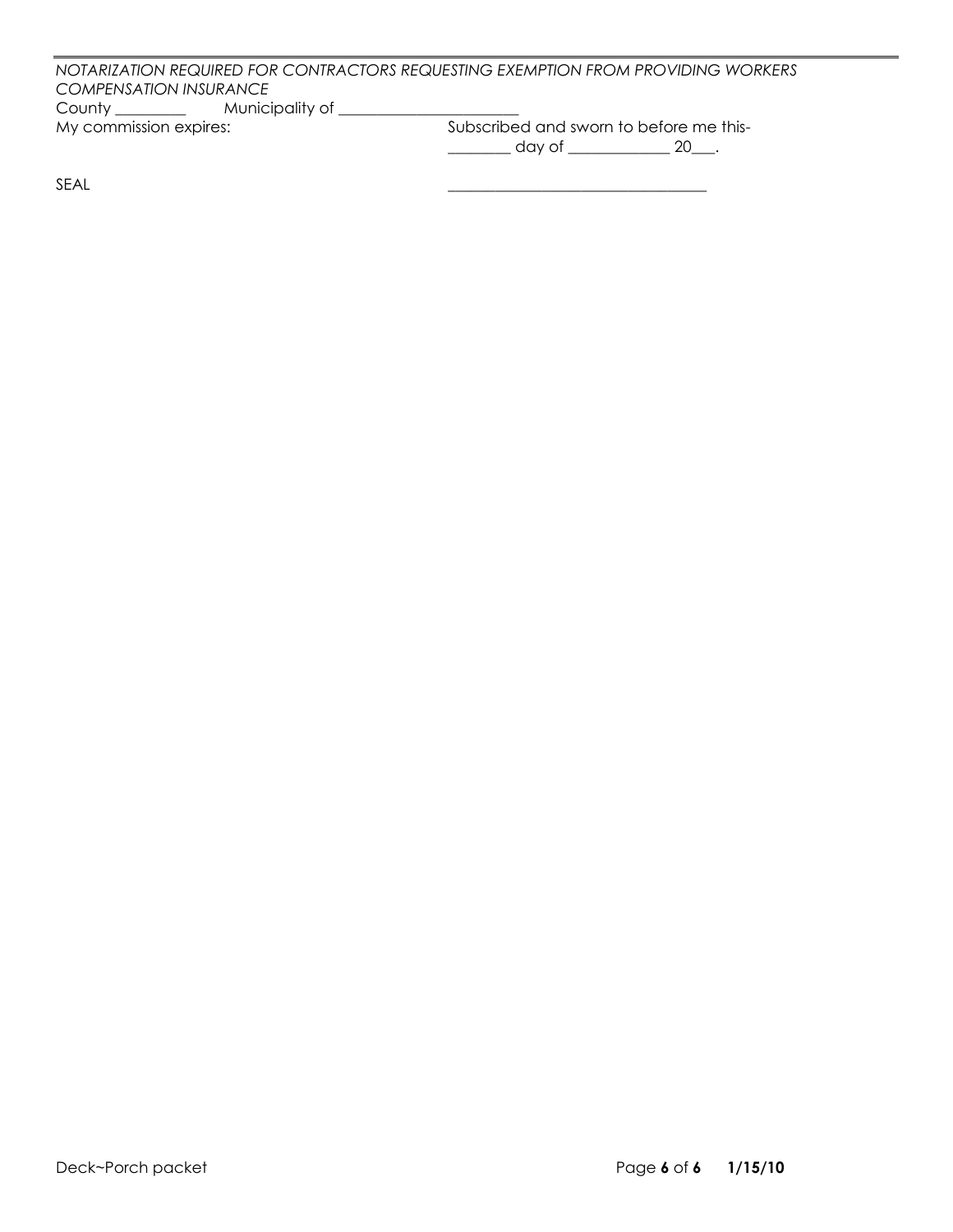*NOTARIZATION REQUIRED FOR CONTRACTORS REQUESTING EXEMPTION FROM PROVIDING WORKERS COMPENSATION INSURANCE*

County _________ Municipality of _______________________

My commission expires:

Subscribed and sworn to before me this-
________ day of _____________ 20___.

SEAL

_________________________________